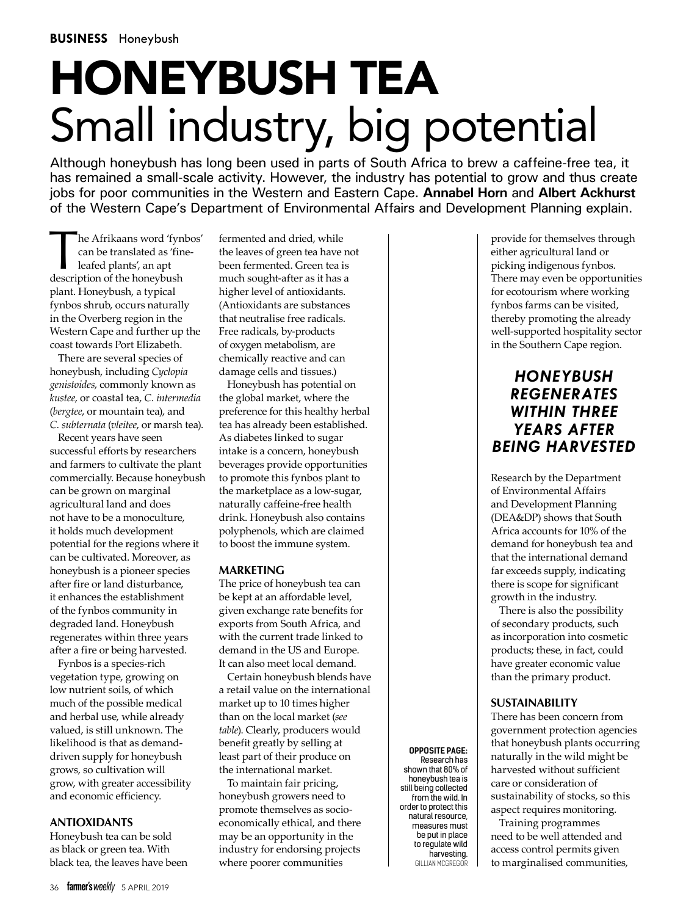# HONEYBUSH TEA
## Small industry, big potential

Although honeybush has long been used in parts of South Africa to brew a caffeine-free tea, it has remained a small-scale activity. However, the industry has potential to grow and thus create jobs for poor communities in the Western and Eastern Cape. **Annabel Horn** and **Albert Ackhurst** of the Western Cape's Department of Environmental Affairs and Development Planning explain.

The Afrikaans word 'fynbos' can be translated as 'fine-leafed plants', an apt description of the honeybush plant. Honeybush, a typical fynbos shrub, occurs naturally in the Overberg region in the Western Cape and further up the coast towards Port Elizabeth.

There are several species of honeybush, including *Cyclopia genistoides*, commonly known as *kustee*, or coastal tea, *C. intermedia* (*bergtee*, or mountain tea), and *C. subternata* (*vleitee*, or marsh tea).

Recent years have seen successful efforts by researchers and farmers to cultivate the plant commercially. Because honeybush can be grown on marginal agricultural land and does not have to be a monoculture, it holds much development potential for the regions where it can be cultivated. Moreover, as honeybush is a pioneer species after fire or land disturbance, it enhances the establishment of the fynbos community in degraded land. Honeybush regenerates within three years after a fire or being harvested.

Fynbos is a species-rich vegetation type, growing on low nutrient soils, of which much of the possible medical and herbal use, while already valued, is still unknown. The likelihood is that as demand-driven supply for honeybush grows, so cultivation will grow, with greater accessibility and economic efficiency.

### ANTIOXIDANTS

Honeybush tea can be sold as black or green tea. With black tea, the leaves have been fermented and dried, while the leaves of green tea have not been fermented. Green tea is much sought-after as it has a higher level of antioxidants. (Antioxidants are substances that neutralise free radicals. Free radicals, by-products of oxygen metabolism, are chemically reactive and can damage cells and tissues.)

Honeybush has potential on the global market, where the preference for this healthy herbal tea has already been established. As diabetes linked to sugar intake is a concern, honeybush beverages provide opportunities to promote this fynbos plant to the marketplace as a low-sugar, naturally caffeine-free health drink. Honeybush also contains polyphenols, which are claimed to boost the immune system.

### MARKETING

The price of honeybush tea can be kept at an affordable level, given exchange rate benefits for exports from South Africa, and with the current trade linked to demand in the US and Europe. It can also meet local demand.

Certain honeybush blends have a retail value on the international market up to 10 times higher than on the local market (*see table*). Clearly, producers would benefit greatly by selling at least part of their produce on the international market.

To maintain fair pricing, honeybush growers need to promote themselves as socio-economically ethical, and there may be an opportunity in the industry for endorsing projects where poorer communities provide for themselves through either agricultural land or picking indigenous fynbos. There may even be opportunities for ecotourism where working fynbos farms can be visited, thereby promoting the already well-supported hospitality sector in the Southern Cape region.

***HONEYBUSH REGENERATES WITHIN THREE YEARS AFTER BEING HARVESTED***

Research by the Department of Environmental Affairs and Development Planning (DEA&DP) shows that South Africa accounts for 10% of the demand for honeybush tea and that the international demand far exceeds supply, indicating there is scope for significant growth in the industry.

There is also the possibility of secondary products, such as incorporation into cosmetic products; these, in fact, could have greater economic value than the primary product.

### SUSTAINABILITY

There has been concern from government protection agencies that honeybush plants occurring naturally in the wild might be harvested without sufficient care or consideration of sustainability of stocks, so this aspect requires monitoring.

Training programmes need to be well attended and access control permits given to marginalised communities,

**OPPOSITE PAGE:** Research has shown that 80% of honeybush tea is still being collected from the wild. In order to protect this natural resource, measures must be put in place to regulate wild harvesting. GILLIAN MCGREGOR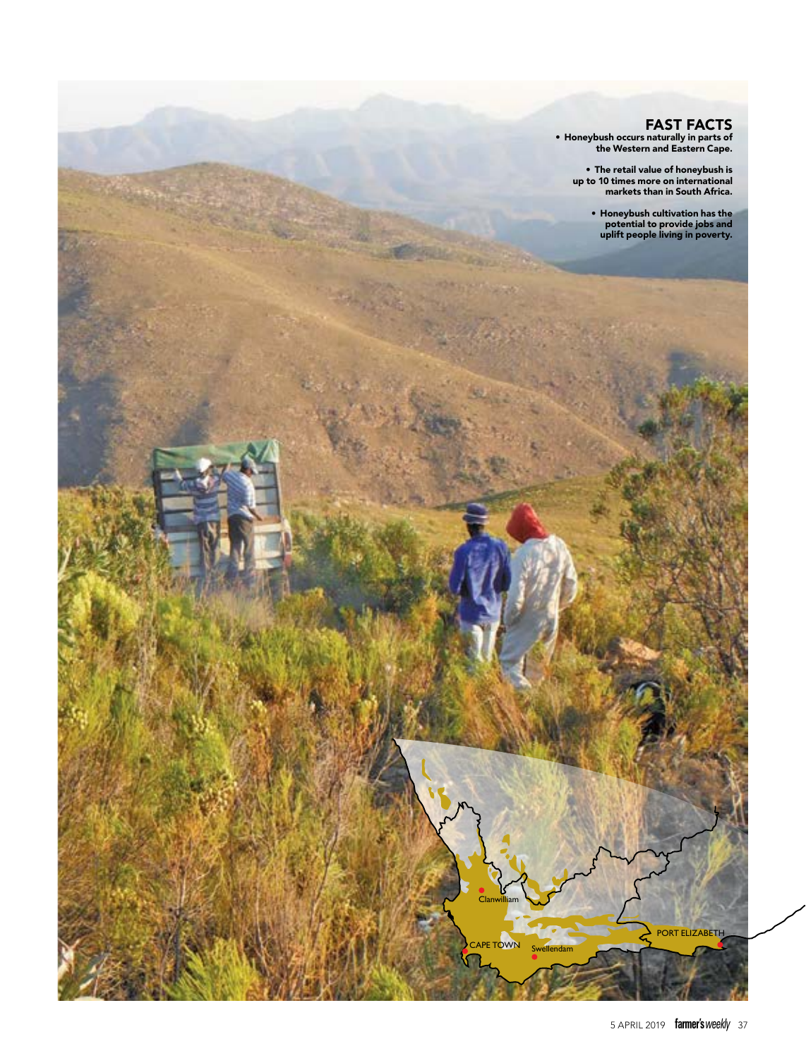## FAST FACTS

- Honeybush occurs naturally in parts of the Western and Eastern Cape.
- The retail value of honeybush is up to 10 times more on international markets than in South Africa.
- Honeybush cultivation has the potential to provide jobs and uplift people living in poverty.

Clanwilliam

CAPE TOWN

Swellendam

PORT ELIZABETH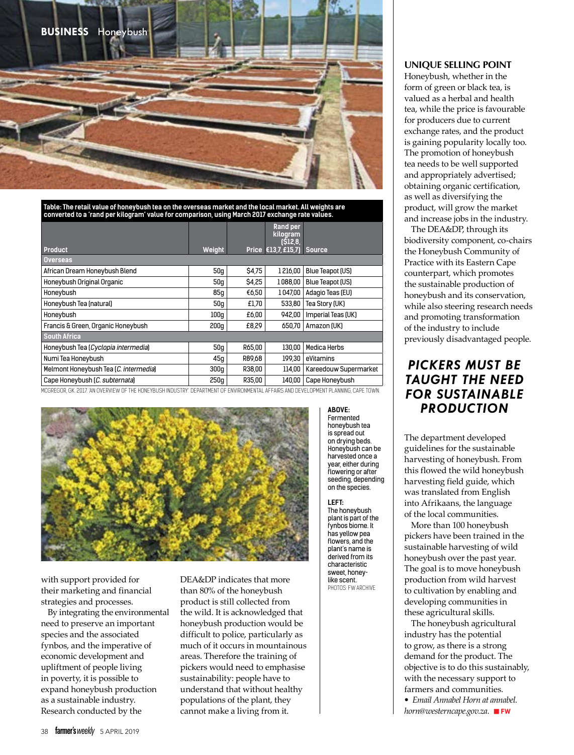Table: The retail value of honeybush tea on the overseas market and the local market. All weights are converted to a 'rand per kilogram' value for comparison, using March 2017 exchange rate values.

| Product | Weight | Price | Rand per kilogram ($12,8, €13,7, £15,7) | Source |
|---|---|---|---|---|
| **Overseas** | | | | |
| African Dream Honeybush Blend | 50g | $4,75 | 1 216,00 | Blue Teapot (US) |
| Honeybush Original Organic | 50g | $4,25 | 1 088,00 | Blue Teapot (US) |
| Honeybush | 85g | €6,50 | 1 047,00 | Adagio Teas (EU) |
| Honeybush Tea (natural) | 50g | £1,70 | 533,80 | Tea Story (UK) |
| Honeybush | 100g | £6,00 | 942,00 | Imperial Teas (UK) |
| Francis & Green, Organic Honeybush | 200g | £8,29 | 650,70 | Amazon (UK) |
| **South Africa** | | | | |
| Honeybush Tea (*Cyclopia intermedia*) | 50g | R65,00 | 130,00 | Medica Herbs |
| Numi Tea Honeybush | 45g | R89,68 | 199,30 | eVitamins |
| Melmont Honeybush Tea (*C. intermedia*) | 300g | R38,00 | 114,00 | Kareedouw Supermarket |
| Cape Honeybush (*C. subternata*) | 250g | R35,00 | 140,00 | Cape Honeybush |

MCGREGOR, GK. 2017. 'AN OVERVIEW OF THE HONEYBUSH INDUSTRY'. DEPARTMENT OF ENVIRONMENTAL AFFAIRS AND DEVELOPMENT PLANNING, CAPE TOWN.

**ABOVE:** Fermented honeybush tea is spread out on drying beds. Honeybush can be harvested once a year, either during flowering or after seeding, depending on the species.

**LEFT:** The honeybush plant is part of the fynbos biome. It has yellow pea flowers, and the plant's name is derived from its characteristic sweet, honey-like scent.

PHOTOS: FW ARCHIVE

with support provided for their marketing and financial strategies and processes.

By integrating the environmental need to preserve an important species and the associated fynbos, and the imperative of economic development and upliftment of people living in poverty, it is possible to expand honeybush production as a sustainable industry. Research conducted by the DEA&DP indicates that more than 80% of the honeybush product is still collected from the wild. It is acknowledged that honeybush production would be difficult to police, particularly as much of it occurs in mountainous areas. Therefore the training of pickers would need to emphasise sustainability: people have to understand that without healthy populations of the plant, they cannot make a living from it.

## UNIQUE SELLING POINT

Honeybush, whether in the form of green or black tea, is valued as a herbal and health tea, while the price is favourable for producers due to current exchange rates, and the product is gaining popularity locally too. The promotion of honeybush tea needs to be well supported and appropriately advertised; obtaining organic certification, as well as diversifying the product, will grow the market and increase jobs in the industry.

The DEA&DP, through its biodiversity component, co-chairs the Honeybush Community of Practice with its Eastern Cape counterpart, which promotes the sustainable production of honeybush and its conservation, while also steering research needs and promoting transformation of the industry to include previously disadvantaged people.

## *PICKERS MUST BE TAUGHT THE NEED FOR SUSTAINABLE PRODUCTION*

The department developed guidelines for the sustainable harvesting of honeybush. From this flowed the wild honeybush harvesting field guide, which was translated from English into Afrikaans, the language of the local communities.

More than 100 honeybush pickers have been trained in the sustainable harvesting of wild honeybush over the past year. The goal is to move honeybush production from wild harvest to cultivation by enabling and developing communities in these agricultural skills.

The honeybush agricultural industry has the potential to grow, as there is a strong demand for the product. The objective is to do this sustainably, with the necessary support to farmers and communities.

• *Email Annabel Horn at annabel.horn@westerncape.gov.za.* ■ **FW**